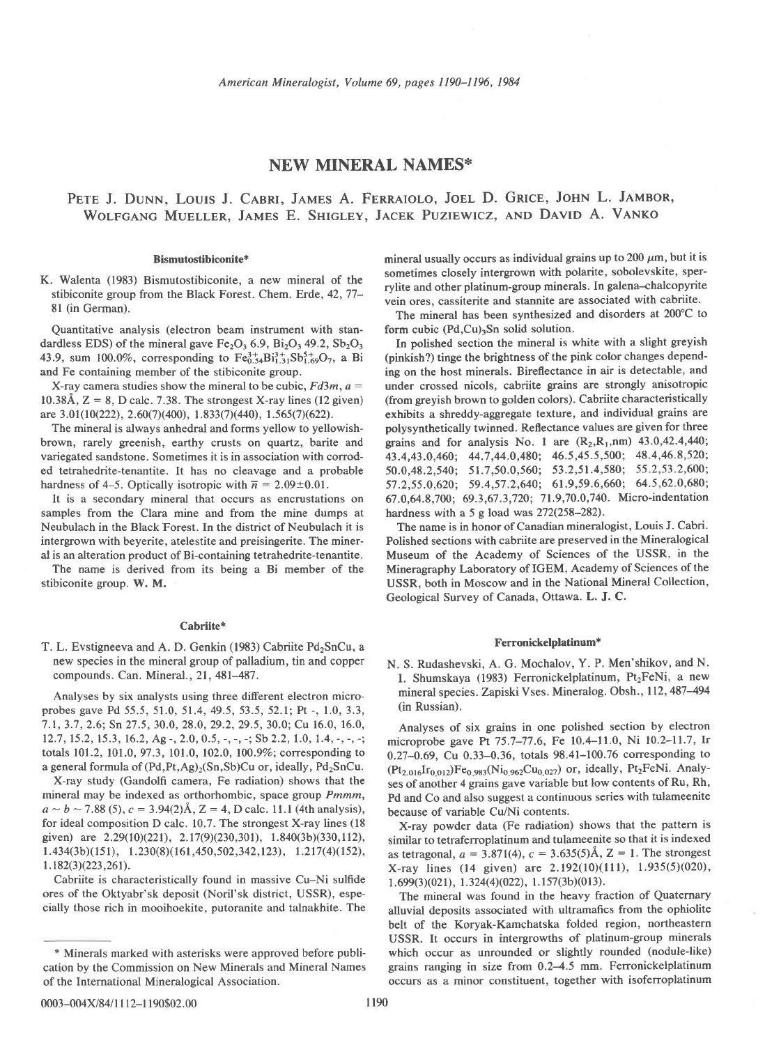# NEW MINERAL NAMES*

PETE J. DUNN, LOUIS J. CABRI, JAMES A. FERRAIOLO, JOEL D. GRICE, JOHN L. JAMBOR, WOLFGANG MUELLER, JAMES E. SHIGLEY, JACEK PUZIEWICZ, AND DAVID A. VANKO

### Bismutostibiconite*

K. Walenta (1983) Bismutostibiconite, a new mineral of the stibiconite group from the Black Forest. Chem. Erde, 42, 77–81 (in German).

Quantitative analysis (electron beam instrument with standardless EDS) of the mineral gave $Fe_2O_3$ 6.9, $Bi_2O_3$ 49.2, $Sb_2O_3$ 43.9, sum 100.0%, corresponding to $Fe^{3+}_{0.54}Bi^{3+}_{1.31}Sb^{5+}_{1.69}O_7$, a Bi and Fe containing member of the stibiconite group.

X-ray camera studies show the mineral to be cubic, $Fd3m$, $a$ = 10.38Å, Z = 8, D calc. 7.38. The strongest X-ray lines (12 given) are 3.01(10(222), 2.60(7)(400), 1.833(7)(440), 1.565(7)(622).

The mineral is always anhedral and forms yellow to yellowish-brown, rarely greenish, earthy crusts on quartz, barite and variegated sandstone. Sometimes it is in association with corroded tetrahedrite-tennantite. It has no cleavage and a probable hardness of 4–5. Optically isotropic with $\bar{n}$ = 2.09±0.01.

It is a secondary mineral that occurs as encrustations on samples from the Clara mine and from the mine dumps at Neubulach in the Black Forest. In the district of Neubulach it is intergrown with beyerite, atelestite and preisingerite. The mineral is an alteration product of Bi-containing tetrahedrite-tenantite.

The name is derived from its being a Bi member of the stibiconite group. **W. M.**

### Cabriite*

T. L. Evstigneeva and A. D. Genkin (1983) Cabriite $Pd_2SnCu$, a new species in the mineral group of palladium, tin and copper compounds. Can. Mineral., 21, 481–487.

Analyses by six analysts using three different electron microprobes gave Pd 55.5, 51.0, 51.4, 49.5, 53.5, 52.1; Pt -, 1.0, 3.3, 7.1, 3.7, 2.6; Sn 27.5, 30.0, 28.0, 29.2, 29.5, 30.0; Cu 16.0, 16.0, 12.7, 15.2, 15.3, 16.2, Ag -, 2.0, 0.5, -, -, -; Sb 2.2, 1.0, 1.4, -, -, -; totals 101.2, 101.0, 97.3, 101.0, 102.0, 100.9%; corresponding to a general formula of $(Pd,Pt,Ag)_2(Sn,Sb)Cu$ or, ideally, $Pd_2SnCu$.

X-ray study (Gandolfi camera, Fe radiation) shows that the mineral may be indexed as orthorhombic, space group $Pmmm$, $a \sim b \sim$ 7.88 (5), $c$ = 3.94(2)Å, Z = 4, D calc. 11.1 (4th analysis), for ideal composition D calc. 10.7. The strongest X-ray lines (18 given) are 2.29(10)(221), 2.17(9)(230,301), 1.840(3b)(330,112), 1.434(3b)(151), 1.230(8)(161,450,502,342,123), 1.217(4)(152), 1.182(3)(223,261).

Cabriite is characteristically found in massive Cu–Ni sulfide ores of the Oktyabr'sk deposit (Noril'sk district, USSR), especially those rich in mooihoekite, putoranite and talnakhite. The mineral usually occurs as individual grains up to 200 μm, but it is sometimes closely intergrown with polarite, sobolevskite, sperrylite and other platinum-group minerals. In galena–chalcopyrite vein ores, cassiterite and stannite are associated with cabriite.

The mineral has been synthesized and disorders at 200°C to form cubic $(Pd,Cu)_3Sn$ solid solution.

In polished section the mineral is white with a slight greyish (pinkish?) tinge the brightness of the pink color changes depending on the host minerals. Bireflectance in air is detectable, and under crossed nicols, cabriite grains are strongly anisotropic (from greyish brown to golden colors). Cabriite characteristically exhibits a shreddy-aggregate texture, and individual grains are polysynthetically twinned. Reflectance values are given for three grains and for analysis No. 1 are ($R_2$,$R_1$,nm) 43.0,42.4,440; 43.4,43.0,460; 44.7,44.0,480; 46.5,45.5,500; 48.4,46.8,520; 50.0,48.2,540; 51.7,50.0,560; 53.2,51.4,580; 55.2,53.2,600; 57.2,55.0,620; 59.4,57.2,640; 61.9,59.6,660; 64.5,62.0,680; 67.0,64.8,700; 69.3,67.3,720; 71.9,70.0,740. Micro-indentation hardness with a 5 g load was 272(258–282).

The name is in honor of Canadian mineralogist, Louis J. Cabri. Polished sections with cabriite are preserved in the Mineralogical Museum of the Academy of Sciences of the USSR, in the Mineragraphy Laboratory of IGEM, Academy of Sciences of the USSR, both in Moscow and in the National Mineral Collection, Geological Survey of Canada, Ottawa. **L. J. C.**

### Ferronickelplatinum*

N. S. Rudashevski, A. G. Mochalov, Y. P. Men'shikov, and N. I. Shumskaya (1983) Ferronickelplatinum, $Pt_2FeNi$, a new mineral species. Zapiski Vses. Mineralog. Obsh., 112, 487–494 (in Russian).

Analyses of six grains in one polished section by electron microprobe gave Pt 75.7–77.6, Fe 10.4–11.0, Ni 10.2–11.7, Ir 0.27–0.69, Cu 0.33–0.36, totals 98.41–100.76 corresponding to $(Pt_{2.016}Ir_{0.012})Fe_{0.983}(Ni_{0.962}Cu_{0.027})$ or, ideally, $Pt_2FeNi$. Analyses of another 4 grains gave variable but low contents of Ru, Rh, Pd and Co and also suggest a continuous series with tulameenite because of variable Cu/Ni contents.

X-ray powder data (Fe radiation) shows that the pattern is similar to tetraferroplatinum and tulameenite so that it is indexed as tetragonal, $a$ = 3.871(4), $c$ = 3.635(5)Å, Z = 1. The strongest X-ray lines (14 given) are 2.192(10)(111), 1.935(5)(020), 1.699(3)(021), 1.324(4)(022), 1.157(3b)(013).

The mineral was found in the heavy fraction of Quaternary alluvial deposits associated with ultramafics from the ophiolite belt of the Koryak-Kamchatska folded region, northeastern USSR. It occurs in intergrowths of platinum-group minerals which occur as unrounded or slightly rounded (nodule-like) grains ranging in size from 0.2–4.5 mm. Ferronickelplatinum occurs as a minor constituent, together with isoferroplatinum

---

* Minerals marked with asterisks were approved before publication by the Commission on New Minerals and Mineral Names of the International Mineralogical Association.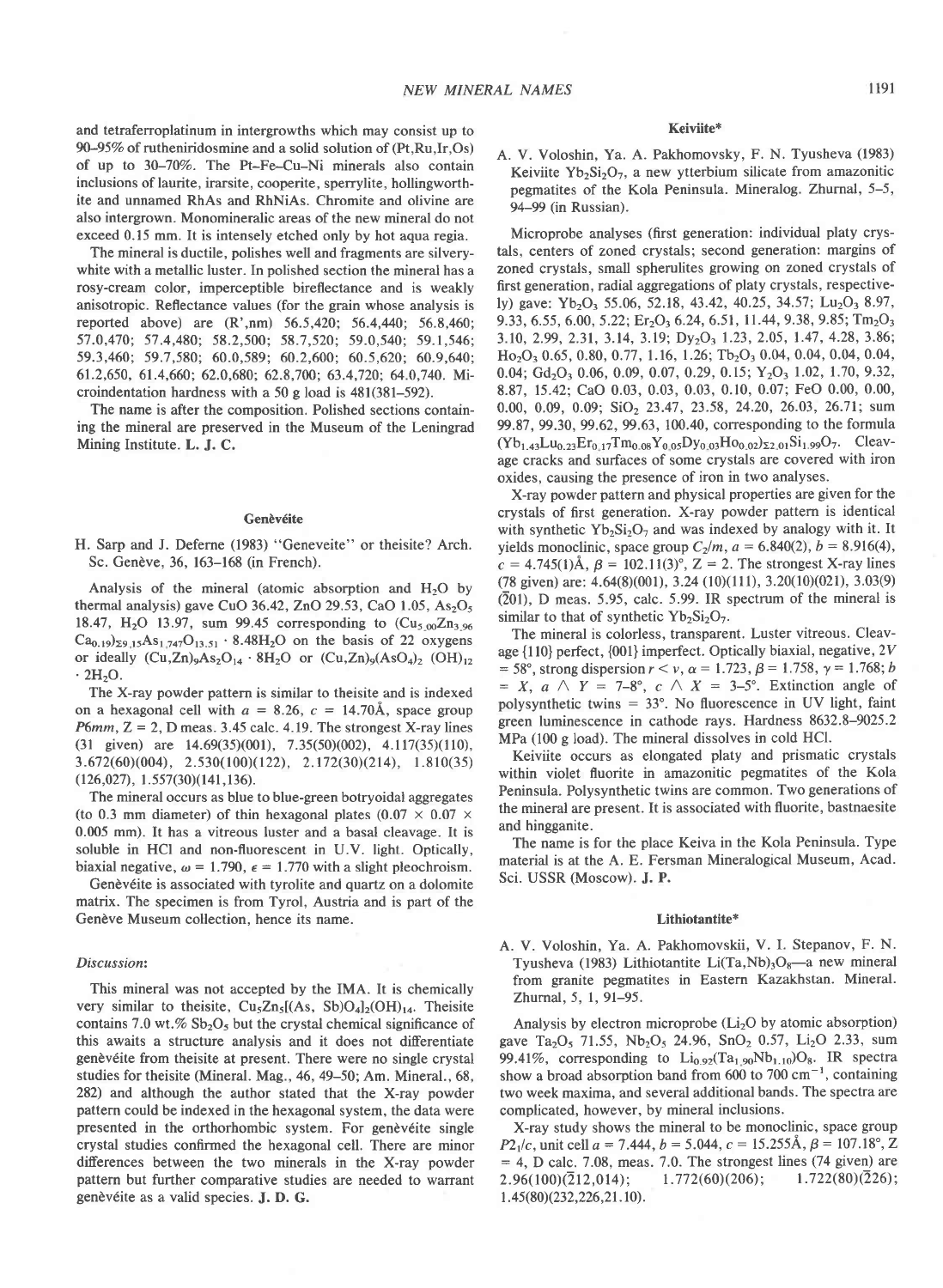and tetraferroplatinum in intergrowths which may consist up to 90–95% of rutheniridosmine and a solid solution of (Pt,Ru,Ir,Os) of up to 30–70%. The Pt-Fe-Cu-Ni minerals also contain inclusions of laurite, irarsite, cooperite, sperrylite, hollingworthite and unnamed RhAs and RhNiAs. Chromite and olivine are also intergrown. Monomineralic areas of the new mineral do not exceed 0.15 mm. It is intensely etched only by hot aqua regia.

The mineral is ductile, polishes well and fragments are silvery-white with a metallic luster. In polished section the mineral has a rosy-cream color, imperceptible bireflectance and is weakly anisotropic. Reflectance values (for the grain whose analysis is reported above) are (R',nm) 56.5,420; 56.4,440; 56.8,460; 57.0,470; 57.4,480; 58.2,500; 58.7,520; 59.0,540; 59.1,546; 59.3,460; 59.7,580; 60.0,589; 60.2,600; 60.5,620; 60.9,640; 61.2,650, 61.4,660; 62.0,680; 62.8,700; 63.4,720; 64.0,740. Microindentation hardness with a 50 g load is 481(381–592).

The name is after the composition. Polished sections containing the mineral are preserved in the Museum of the Leningrad Mining Institute. **L. J. C.**

## Genèvéite

H. Sarp and J. Deferne (1983) "Geneveite" or theisite? Arch. Sc. Genève, 36, 163–168 (in French).

Analysis of the mineral (atomic absorption and $H_2O$ by thermal analysis) gave CuO 36.42, ZnO 29.53, CaO 1.05, $As_2O_5$ 18.47, $H_2O$ 13.97, sum 99.45 corresponding to $(Cu_{5.00}Zn_{3.96}Ca_{0.19})_{\Sigma 9.15}As_{1.747}O_{13.51} \cdot 8.48H_2O$ on the basis of 22 oxygens or ideally $(Cu,Zn)_9As_2O_{14} \cdot 8H_2O$ or $(Cu,Zn)_9(AsO_4)_2(OH)_{12} \cdot 2H_2O$.

The X-ray powder pattern is similar to theisite and is indexed on a hexagonal cell with $a$ = 8.26, $c$ = 14.70Å, space group $P6mm$, Z = 2, D meas. 3.45 calc. 4.19. The strongest X-ray lines (31 given) are 14.69(35)(001), 7.35(50)(002), 4.117(35)(110), 3.672(60)(004), 2.530(100)(122), 2.172(30)(214), 1.810(35)(126,027), 1.557(30)(141,136).

The mineral occurs as blue to blue-green botryoidal aggregates (to 0.3 mm diameter) of thin hexagonal plates (0.07 × 0.07 × 0.005 mm). It has a vitreous luster and a basal cleavage. It is soluble in HCl and non-fluorescent in U.V. light. Optically, biaxial negative, $\omega$ = 1.790, $\epsilon$ = 1.770 with a slight pleochroism.

Genèvéite is associated with tyrolite and quartz on a dolomite matrix. The specimen is from Tyrol, Austria and is part of the Genève Museum collection, hence its name.

### *Discussion*:

This mineral was not accepted by the IMA. It is chemically very similar to theisite, $Cu_5Zn_5[(As, Sb)O_4]_2(OH)_{14}$. Theisite contains 7.0 wt.% $Sb_2O_5$ but the crystal chemical significance of this awaits a structure analysis and it does not differentiate genèvéite from theisite at present. There were no single crystal studies for theisite (Mineral. Mag., 46, 49–50; Am. Mineral., 68, 282) and although the author stated that the X-ray powder pattern could be indexed in the hexagonal system, the data were presented in the orthorhombic system. For genèvéite single crystal studies confirmed the hexagonal cell. There are minor differences between the two minerals in the X-ray powder pattern but further comparative studies are needed to warrant genèvéite as a valid species. **J. D. G.**

## Keiviite*

A. V. Voloshin, Ya. A. Pakhomovsky, F. N. Tyusheva (1983) Keiviite $Yb_2Si_2O_7$, a new ytterbium silicate from amazonitic pegmatites of the Kola Peninsula. Mineralog. Zhurnal, 5–5, 94–99 (in Russian).

Microprobe analyses (first generation: individual platy crystals, centers of zoned crystals; second generation: margins of zoned crystals, small spherulites growing on zoned crystals of first generation, radial aggregations of platy crystals, respectively) gave: $Yb_2O_3$ 55.06, 52.18, 43.42, 40.25, 34.57; $Lu_2O_3$ 8.97, 9.33, 6.55, 6.00, 5.22; $Er_2O_3$ 6.24, 6.51, 11.44, 9.38, 9.85; $Tm_2O_3$ 3.10, 2.99, 2.31, 3.14, 3.19; $Dy_2O_3$ 1.23, 2.05, 1.47, 4.28, 3.86; $Ho_2O_3$ 0.65, 0.80, 0.77, 1.16, 1.26; $Tb_2O_3$ 0.04, 0.04, 0.04, 0.04, 0.04; $Gd_2O_3$ 0.06, 0.09, 0.07, 0.29, 0.15; $Y_2O_3$ 1.02, 1.70, 9.32, 8.87, 15.42; CaO 0.03, 0.03, 0.03, 0.10, 0.07; FeO 0.00, 0.00, 0.00, 0.09, 0.09; $SiO_2$ 23.47, 23.58, 24.20, 26.03, 26.71; sum 99.87, 99.30, 99.62, 99.63, 100.40, corresponding to the formula $(Yb_{1.43}Lu_{0.23}Er_{0.17}Tm_{0.08}Y_{0.05}Dy_{0.03}Ho_{0.02})_{\Sigma 2.01}Si_{1.99}O_7$. Cleavage cracks and surfaces of some crystals are covered with iron oxides, causing the presence of iron in two analyses.

X-ray powder pattern and physical properties are given for the crystals of first generation. X-ray powder pattern is identical with synthetic $Yb_2Si_2O_7$ and was indexed by analogy with it. It yields monoclinic, space group $C2/m$, $a$ = 6.840(2), $b$ = 8.916(4), $c$ = 4.745(1)Å, $\beta$ = 102.11(3)°, Z = 2. The strongest X-ray lines (78 given) are: 4.64(8)(001), 3.24 (10)(111), 3.20(10)(021), 3.03(9)($\bar{2}$01), D meas. 5.95, calc. 5.99. IR spectrum of the mineral is similar to that of synthetic $Yb_2Si_2O_7$.

The mineral is colorless, transparent. Luster vitreous. Cleavage {110} perfect, {001} imperfect. Optically biaxial, negative, 2V = 58°, strong dispersion $r < v$, $\alpha$ = 1.723, $\beta$ = 1.758, $\gamma$ = 1.768; $b$ = X, $a \wedge Y$ = 7–8°, $c \wedge X$ = 3–5°. Extinction angle of polysynthetic twins = 33°. No fluorescence in UV light, faint green luminescence in cathode rays. Hardness 8632.8–9025.2 MPa (100 g load). The mineral dissolves in cold HCl.

Keiviite occurs as elongated platy and prismatic crystals within violet fluorite in amazonitic pegmatites of the Kola Peninsula. Polysynthetic twins are common. Two generations of the mineral are present. It is associated with fluorite, bastnaesite and hingganite.

The name is for the place Keiva in the Kola Peninsula. Type material is at the A. E. Fersman Mineralogical Museum, Acad. Sci. USSR (Moscow). **J. P.**

## Lithiotantite*

A. V. Voloshin, Ya. A. Pakhomovskii, V. I. Stepanov, F. N. Tyusheva (1983) Lithiotantite $Li(Ta,Nb)_3O_8$—a new mineral from granite pegmatites in Eastern Kazakhstan. Mineral. Zhurnal, 5, 1, 91–95.

Analysis by electron microprobe ($Li_2O$ by atomic absorption) gave $Ta_2O_5$ 71.55, $Nb_2O_5$ 24.96, $SnO_2$ 0.57, $Li_2O$ 2.33, sum 99.41%, corresponding to $Li_{0.92}(Ta_{1.90}Nb_{1.10})O_8$. IR spectra show a broad absorption band from 600 to 700 cm$^{-1}$, containing two week maxima, and several additional bands. The spectra are complicated, however, by mineral inclusions.

X-ray study shows the mineral to be monoclinic, space group $P2_1/c$, unit cell $a$ = 7.444, $b$ = 5.044, $c$ = 15.255Å, $\beta$ = 107.18°, Z = 4, D calc. 7.08, meas. 7.0. The strongest lines (74 given) are 2.96(100)($\bar{2}$12,014); 1.772(60)(206); 1.722(80)($\bar{2}$26); 1.45(80)(232,226,21.10).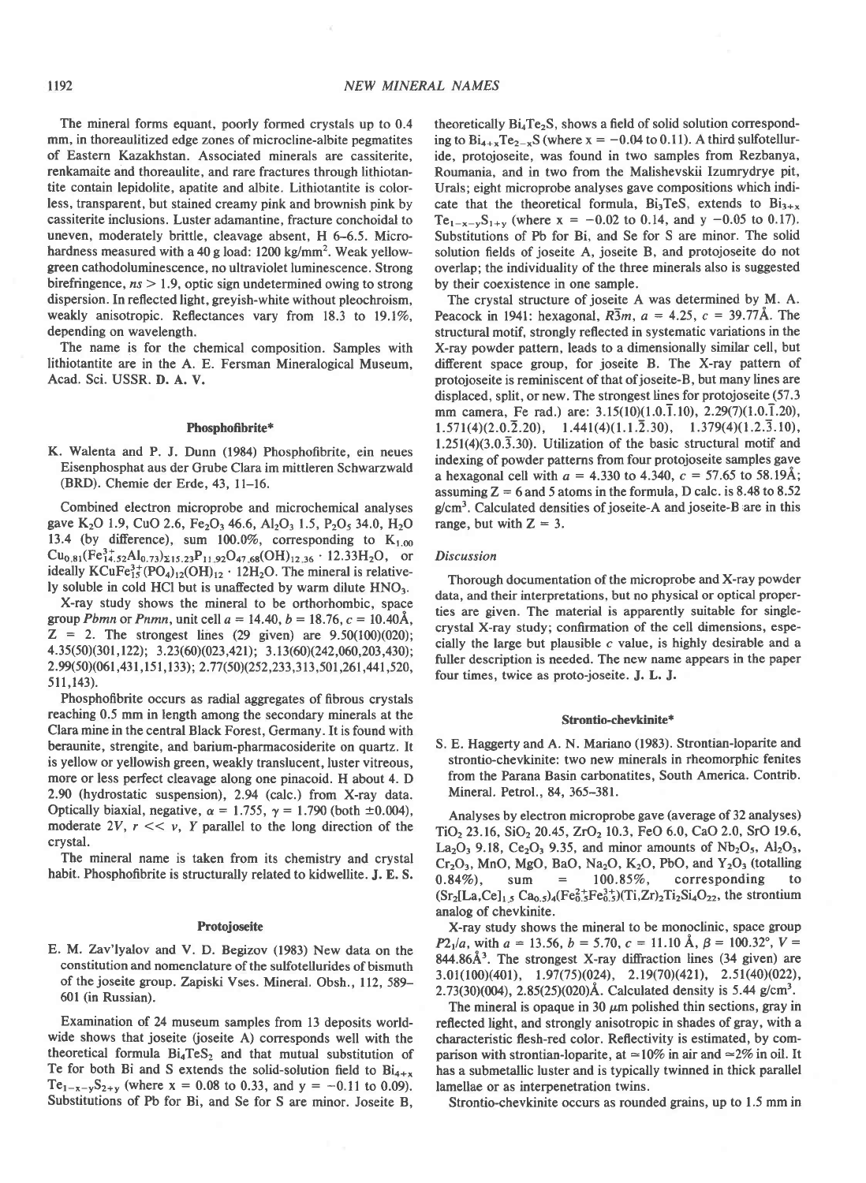The mineral forms equant, poorly formed crystals up to 0.4 mm, in thoreaulitized edge zones of microcline-albite pegmatites of Eastern Kazakhstan. Associated minerals are cassiterite, renkamaite and thoreaulite, and rare fractures through lithiotantite contain lepidolite, apatite and albite. Lithiotantite is colorless, transparent, but stained creamy pink and brownish pink by cassiterite inclusions. Luster adamantine, fracture conchoidal to uneven, moderately brittle, cleavage absent, H 6–6.5. Microhardness measured with a 40 g load: 1200 kg/mm$^2$. Weak yellow-green cathodoluminescence, no ultraviolet luminescence. Strong birefringence, $ns > 1.9$, optic sign undetermined owing to strong dispersion. In reflected light, greyish-white without pleochroism, weakly anisotropic. Reflectances vary from 18.3 to 19.1%, depending on wavelength.

The name is for the chemical composition. Samples with lithiotantite are in the A. E. Fersman Mineralogical Museum, Acad. Sci. USSR. **D. A. V.**

### Phosphofibrite*

K. Walenta and P. J. Dunn (1984) Phosphofibrite, ein neues Eisenphosphat aus der Grube Clara im mittleren Schwarzwald (BRD). Chemie der Erde, 43, 11–16.

Combined electron microprobe and microchemical analyses gave $K_2O$ 1.9, CuO 2.6, $Fe_2O_3$ 46.6, $Al_2O_3$ 1.5, $P_2O_5$ 34.0, $H_2O$ 13.4 (by difference), sum 100.0%, corresponding to $K_{1.00}Cu_{0.81}(Fe^{3+}_{14.52}Al_{0.73})_{\Sigma 15.23}P_{11.92}O_{47.68}(OH)_{12.36} \cdot 12.33H_2O$, or ideally $KCuFe^{3+}_{15}(PO_4)_{12}(OH)_{12} \cdot 12H_2O$. The mineral is relatively soluble in cold HCl but is unaffected by warm dilute $HNO_3$.

X-ray study shows the mineral to be orthorhombic, space group *Pbmn* or *Pnmn*, unit cell $a = 14.40$, $b = 18.76$, $c = 10.40$Å, Z = 2. The strongest lines (29 given) are 9.50(100)(020); 4.35(50)(301,122); 3.23(60)(023,421); 3.13(60)(242,060,203,430); 2.99(50)(061,431,151,133); 2.77(50)(252,233,313,501,261,441,520, 511,143).

Phosphofibrite occurs as radial aggregates of fibrous crystals reaching 0.5 mm in length among the secondary minerals at the Clara mine in the central Black Forest, Germany. It is found with beraunite, strengite, and barium-pharmacosiderite on quartz. It is yellow or yellowish green, weakly translucent, luster vitreous, more or less perfect cleavage along one pinacoid. H about 4. D 2.90 (hydrostatic suspension), 2.94 (calc.) from X-ray data. Optically biaxial, negative, $\alpha = 1.755$, $\gamma = 1.790$ (both ±0.004), moderate 2V, $r << v$, Y parallel to the long direction of the crystal.

The mineral name is taken from its chemistry and crystal habit. Phosphofibrite is structurally related to kidwellite. **J. E. S.**

### Protojoseite

E. M. Zav'lyalov and V. D. Begizov (1983) New data on the constitution and nomenclature of the sulfotellurides of bismuth of the joseite group. Zapiski Vses. Mineral. Obsh., 112, 589–601 (in Russian).

Examination of 24 museum samples from 13 deposits worldwide shows that joseite (joseite A) corresponds well with the theoretical formula $Bi_4TeS_2$ and that mutual substitution of Te for both Bi and S extends the solid-solution field to $Bi_{4+x}Te_{1-x-y}S_{2+y}$ (where x = 0.08 to 0.33, and y = −0.11 to 0.09). Substitutions of Pb for Bi, and Se for S are minor. Joseite B, theoretically $Bi_4Te_2S$, shows a field of solid solution corresponding to $Bi_{4+x}Te_{2-x}S$ (where x = −0.04 to 0.11). A third sulfotelluride, protojoseite, was found in two samples from Rezbanya, Roumania, and in two from the Malishevskii Izumrydrye pit, Urals; eight microprobe analyses gave compositions which indicate that the theoretical formula, $Bi_3TeS$, extends to $Bi_{3+x}Te_{1-x-y}S_{1+y}$ (where x = −0.02 to 0.14, and y −0.05 to 0.17). Substitutions of Pb for Bi, and Se for S are minor. The solid solution fields of joseite A, joseite B, and protojoseite do not overlap; the individuality of the three minerals also is suggested by their coexistence in one sample.

The crystal structure of joseite A was determined by M. A. Peacock in 1941: hexagonal, $R\bar{3}m$, $a = 4.25$, $c = 39.77$Å. The structural motif, strongly reflected in systematic variations in the X-ray powder pattern, leads to a dimensionally similar cell, but different space group, for joseite B. The X-ray pattern of protojoseite is reminiscent of that of joseite-B, but many lines are displaced, split, or new. The strongest lines for protojoseite (57.3 mm camera, Fe rad.) are: 3.15(10)(1.0.$\bar{1}$.10), 2.29(7)(1.0.$\bar{1}$.20), 1.571(4)(2.0.$\bar{2}$.20), 1.441(4)(1.1.$\bar{2}$.30), 1.379(4)(1.2.$\bar{3}$.10), 1.251(4)(3.0.$\bar{3}$.30). Utilization of the basic structural motif and indexing of powder patterns from four protojoseite samples gave a hexagonal cell with $a = 4.330$ to 4.340, $c = 57.65$ to 58.19Å; assuming Z = 6 and 5 atoms in the formula, D calc. is 8.48 to 8.52 g/cm$^3$. Calculated densities of joseite-A and joseite-B are in this range, but with Z = 3.

#### Discussion

Thorough documentation of the microprobe and X-ray powder data, and their interpretations, but no physical or optical properties are given. The material is apparently suitable for single-crystal X-ray study; confirmation of the cell dimensions, especially the large but plausible c value, is highly desirable and a fuller description is needed. The new name appears in the paper four times, twice as proto-joseite. **J. L. J.**

### Strontio-chevkinite*

S. E. Haggerty and A. N. Mariano (1983). Strontian-loparite and strontio-chevkinite: two new minerals in rheomorphic fenites from the Parana Basin carbonatites, South America. Contrib. Mineral. Petrol., 84, 365–381.

Analyses by electron microprobe gave (average of 32 analyses) $TiO_2$ 23.16, $SiO_2$ 20.45, $ZrO_2$ 10.3, FeO 6.0, CaO 2.0, SrO 19.6, $La_2O_3$ 9.18, $Ce_2O_3$ 9.35, and minor amounts of $Nb_2O_5$, $Al_2O_3$, $Cr_2O_3$, MnO, MgO, BaO, $Na_2O$, $K_2O$, PbO, and $Y_2O_3$ (totalling 0.84%), sum = 100.85%, corresponding to $(Sr_2[La,Ce]_{1.5}Ca_{0.5})_4(Fe^{2+}_{0.5}Fe^{3+}_{0.5})(Ti,Zr)_2Ti_2Si_4O_{22}$, the strontium analog of chevkinite.

X-ray study shows the mineral to be monoclinic, space group $P2_1/a$, with $a = 13.56$, $b = 5.70$, $c = 11.10$ Å, $\beta = 100.32°$, $V = 844.86$Å$^3$. The strongest X-ray diffraction lines (34 given) are 3.01(100)(401), 1.97(75)(024), 2.19(70)(421), 2.51(40)(022), 2.73(30)(004), 2.85(25)(020)Å. Calculated density is 5.44 g/cm$^3$.

The mineral is opaque in 30 μm polished thin sections, gray in reflected light, and strongly anisotropic in shades of gray, with a characteristic flesh-red color. Reflectivity is estimated, by comparison with strontian-loparite, at ≈10% in air and ≈2% in oil. It has a submetallic luster and is typically twinned in thick parallel lamellae or as interpenetration twins.

Strontio-chevkinite occurs as rounded grains, up to 1.5 mm in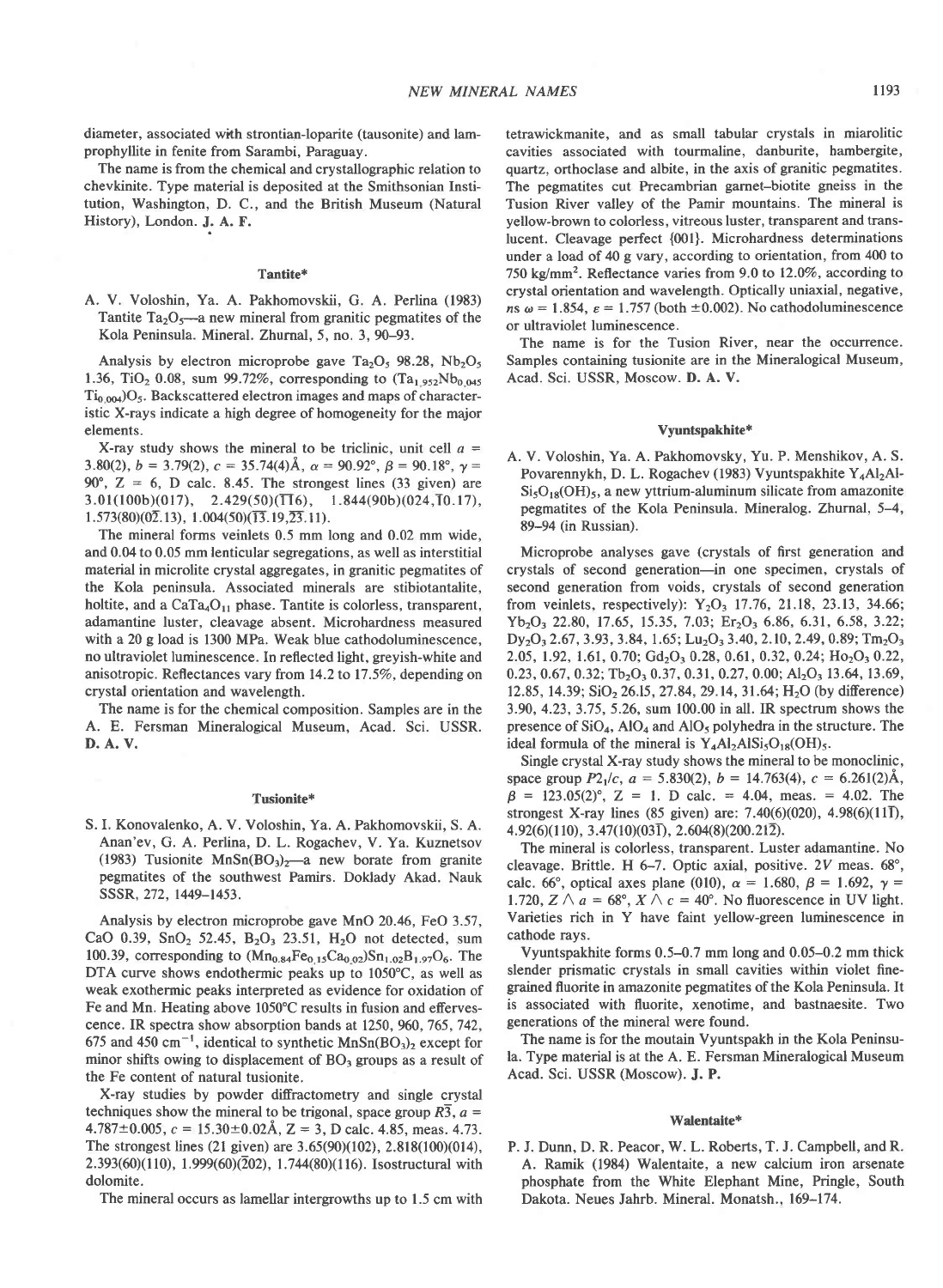diameter, associated with strontian-loparite (tausonite) and lamprophyllite in fenite from Sarambi, Paraguay.

The name is from the chemical and crystallographic relation to chevkinite. Type material is deposited at the Smithsonian Institution, Washington, D. C., and the British Museum (Natural History), London. **J. A. F.**

### Tantite*

A. V. Voloshin, Ya. A. Pakhomovskii, G. A. Perlina (1983) Tantite $Ta_2O_5$—a new mineral from granitic pegmatites of the Kola Peninsula. Mineral. Zhurnal, 5, no. 3, 90–93.

Analysis by electron microprobe gave $Ta_2O_5$ 98.28, $Nb_2O_5$ 1.36, $TiO_2$ 0.08, sum 99.72%, corresponding to $(Ta_{1.952}Nb_{0.045}Ti_{0.004})O_5$. Backscattered electron images and maps of characteristic X-rays indicate a high degree of homogeneity for the major elements.

X-ray study shows the mineral to be triclinic, unit cell $a$ = 3.80(2), $b$ = 3.79(2), $c$ = 35.74(4)Å, $\alpha$ = 90.92°, $\beta$ = 90.18°, $\gamma$ = 90°, Z = 6, D calc. 8.45. The strongest lines (33 given) are 3.01(100b)(017), 2.429(50)($\bar{1}\bar{1}$6), 1.844(90b)(024,$\bar{1}$0.17), 1.573(80)(0$\bar{2}$.13), 1.004(50)($\bar{1}\bar{3}$.19,$\bar{2}\bar{3}$.11).

The mineral forms veinlets 0.5 mm long and 0.02 mm wide, and 0.04 to 0.05 mm lenticular segregations, as well as interstitial material in microlite crystal aggregates, in granitic pegmatites of the Kola peninsula. Associated minerals are stibiotantalite, holtite, and a $CaTa_4O_{11}$ phase. Tantite is colorless, transparent, adamantine luster, cleavage absent. Microhardness measured with a 20 g load is 1300 MPa. Weak blue cathodoluminescence, no ultraviolet luminescence. In reflected light, greyish-white and anisotropic. Reflectances vary from 14.2 to 17.5%, depending on crystal orientation and wavelength.

The name is for the chemical composition. Samples are in the A. E. Fersman Mineralogical Museum, Acad. Sci. USSR. **D. A. V.**

### Tusionite*

S. I. Konovalenko, A. V. Voloshin, Ya. A. Pakhomovskii, S. A. Anan'ev, G. A. Perlina, D. L. Rogachev, V. Ya. Kuznetsov (1983) Tusionite $MnSn(BO_3)_2$—a new borate from granite pegmatites of the southwest Pamirs. Doklady Akad. Nauk SSSR, 272, 1449–1453.

Analysis by electron microprobe gave MnO 20.46, FeO 3.57, CaO 0.39, $SnO_2$ 52.45, $B_2O_3$ 23.51, $H_2O$ not detected, sum 100.39, corresponding to $(Mn_{0.84}Fe_{0.15}Ca_{0.02})Sn_{1.02}B_{1.97}O_6$. The DTA curve shows endothermic peaks up to 1050°C, as well as weak exothermic peaks interpreted as evidence for oxidation of Fe and Mn. Heating above 1050°C results in fusion and effervescence. IR spectra show absorption bands at 1250, 960, 765, 742, 675 and 450 $cm^{-1}$, identical to synthetic $MnSn(BO_3)_2$ except for minor shifts owing to displacement of $BO_3$ groups as a result of the Fe content of natural tusionite.

X-ray studies by powder diffractometry and single crystal techniques show the mineral to be trigonal, space group $R\bar{3}$, $a$ = 4.787±0.005, $c$ = 15.30±0.02Å, Z = 3, D calc. 4.85, meas. 4.73. The strongest lines (21 given) are 3.65(90)(102), 2.818(100)(014), 2.393(60)(110), 1.999(60)($\bar{2}$02), 1.744(80)(116). Isostructural with dolomite.

The mineral occurs as lamellar intergrowths up to 1.5 cm with tetrawickmanite, and as small tabular crystals in miarolitic cavities associated with tourmaline, danburite, hambergite, quartz, orthoclase and albite, in the axis of granitic pegmatites. The pegmatites cut Precambrian garnet–biotite gneiss in the Tusion River valley of the Pamir mountains. The mineral is yellow-brown to colorless, vitreous luster, transparent and translucent. Cleavage perfect {001}. Microhardness determinations under a load of 40 g vary, according to orientation, from 400 to 750 $kg/mm^2$. Reflectance varies from 9.0 to 12.0%, according to crystal orientation and wavelength. Optically uniaxial, negative, $ns$ $\omega$ = 1.854, $\varepsilon$ = 1.757 (both ±0.002). No cathodoluminescence or ultraviolet luminescence.

The name is for the Tusion River, near the occurrence. Samples containing tusionite are in the Mineralogical Museum, Acad. Sci. USSR, Moscow. **D. A. V.**

### Vyuntspakhite*

A. V. Voloshin, Ya. A. Pakhomovsky, Yu. P. Menshikov, A. S. Povarennykh, D. L. Rogachev (1983) Vyuntspakhite $Y_4Al_2AlSi_5O_{18}(OH)_5$, a new yttrium-aluminum silicate from amazonite pegmatites of the Kola Peninsula. Mineralog. Zhurnal, 5–4, 89–94 (in Russian).

Microprobe analyses gave (crystals of first generation and crystals of second generation—in one specimen, crystals of second generation from voids, crystals of second generation from veinlets, respectively): $Y_2O_3$ 17.76, 21.18, 23.13, 34.66; $Yb_2O_3$ 22.80, 17.65, 15.35, 7.03; $Er_2O_3$ 6.86, 6.31, 6.58, 3.22; $Dy_2O_3$ 2.67, 3.93, 3.84, 1.65; $Lu_2O_3$ 3.40, 2.10, 2.49, 0.89; $Tm_2O_3$ 2.05, 1.92, 1.61, 0.70; $Gd_2O_3$ 0.28, 0.61, 0.32, 0.24; $Ho_2O_3$ 0.22, 0.23, 0.67, 0.32; $Tb_2O_3$ 0.37, 0.31, 0.27, 0.00; $Al_2O_3$ 13.64, 13.69, 12.85, 14.39; $SiO_2$ 26.15, 27.84, 29.14, 31.64; $H_2O$ (by difference) 3.90, 4.23, 3.75, 5.26, sum 100.00 in all. IR spectrum shows the presence of $SiO_4$, $AlO_4$ and $AlO_5$ polyhedra in the structure. The ideal formula of the mineral is $Y_4Al_2AlSi_5O_{18}(OH)_5$.

Single crystal X-ray study shows the mineral to be monoclinic, space group $P2_1/c$, $a$ = 5.830(2), $b$ = 14.763(4), $c$ = 6.261(2)Å, $\beta$ = 123.05(2)°, Z = 1. D calc. = 4.04, meas. = 4.02. The strongest X-ray lines (85 given) are: 7.40(6)(020), 4.98(6)(11$\bar{1}$), 4.92(6)(110), 3.47(10)(03$\bar{1}$), 2.604(8)(200.21$\bar{2}$).

The mineral is colorless, transparent. Luster adamantine. No cleavage. Brittle. H 6–7. Optic axial, positive. 2$V$ meas. 68°, calc. 66°, optical axes plane (010), $\alpha$ = 1.680, $\beta$ = 1.692, $\gamma$ = 1.720, $Z \wedge a$ = 68°, $X \wedge c$ = 40°. No fluorescence in UV light. Varieties rich in Y have faint yellow-green luminescence in cathode rays.

Vyuntspakhite forms 0.5–0.7 mm long and 0.05–0.2 mm thick slender prismatic crystals in small cavities within violet fine-grained fluorite in amazonite pegmatites of the Kola Peninsula. It is associated with fluorite, xenotime, and bastnaesite. Two generations of the mineral were found.

The name is for the moutain Vyuntspakh in the Kola Peninsula. Type material is at the A. E. Fersman Mineralogical Museum Acad. Sci. USSR (Moscow). **J. P.**

### Walentaite*

P. J. Dunn, D. R. Peacor, W. L. Roberts, T. J. Campbell, and R. A. Ramik (1984) Walentaite, a new calcium iron arsenate phosphate from the White Elephant Mine, Pringle, South Dakota. Neues Jahrb. Mineral. Monatsh., 169–174.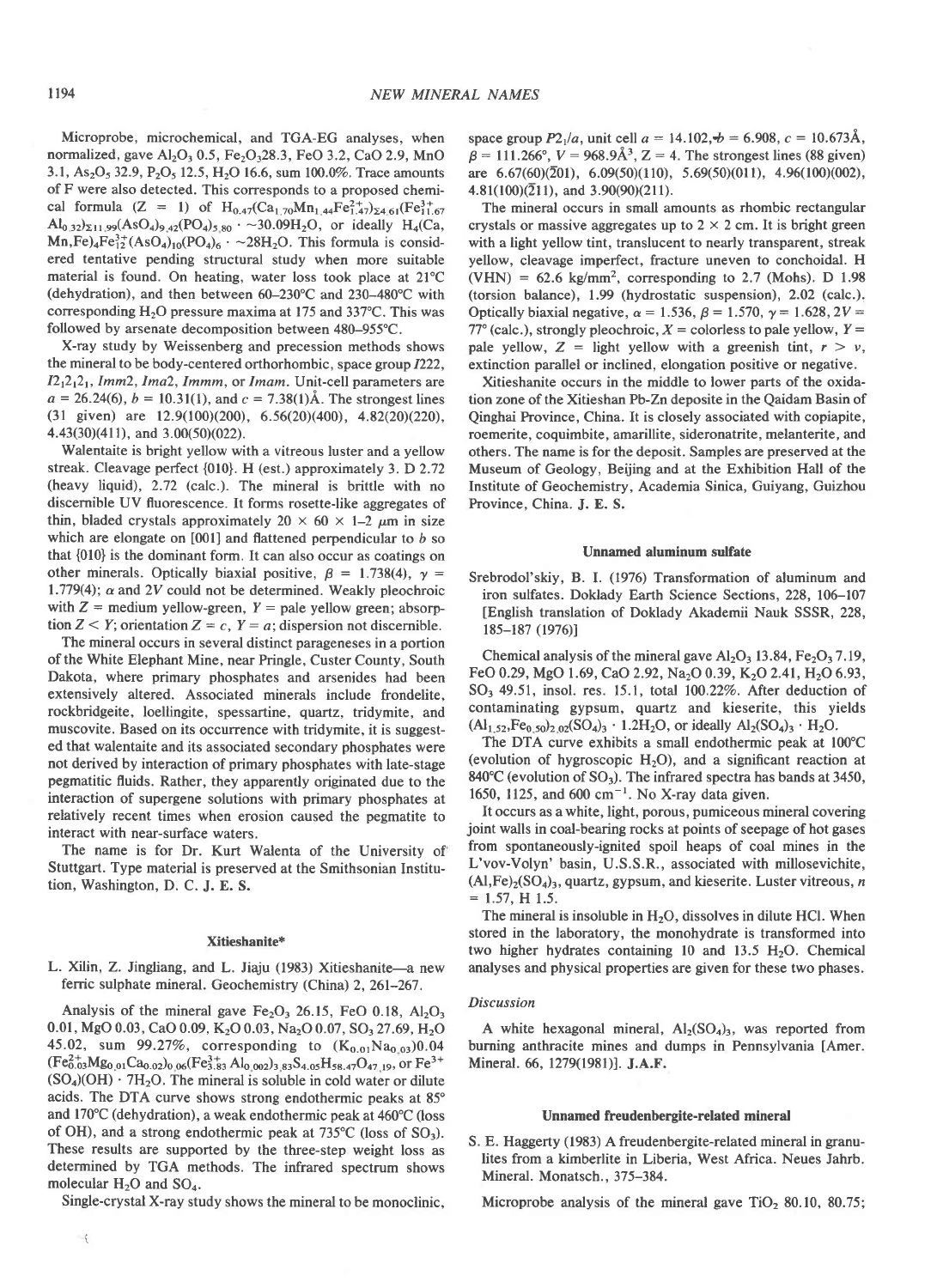Microprobe, microchemical, and TGA-EG analyses, when normalized, gave $Al_2O_3$ 0.5, $Fe_2O_3$ 28.3, FeO 3.2, CaO 2.9, MnO 3.1, $As_2O_5$ 32.9, $P_2O_5$ 12.5, $H_2O$ 16.6, sum 100.0%. Trace amounts of F were also detected. This corresponds to a proposed chemical formula (Z = 1) of $H_{0.47}(Ca_{1.70}Mn_{1.44}Fe^{2+}_{1.47})_{\Sigma 4.61}(Fe^{3+}_{11.67}Al_{0.32})_{\Sigma 11.99}(AsO_4)_{9.42}(PO_4)_{5.80} \cdot \sim 30.09H_2O$, or ideally $H_4(Ca,Mn,Fe)_4Fe^{3+}_{12}(AsO_4)_{10}(PO_4)_6 \cdot \sim 28H_2O$. This formula is considered tentative pending structural study when more suitable material is found. On heating, water loss took place at 21°C (dehydration), and then between 60–230°C and 230–480°C with corresponding $H_2O$ pressure maxima at 175 and 337°C. This was followed by arsenate decomposition between 480–955°C.

X-ray study by Weissenberg and precession methods shows the mineral to be body-centered orthorhombic, space group $I222$, $I2_12_12_1$, $Imm2$, $Ima2$, $Immm$, or $Imam$. Unit-cell parameters are $a$ = 26.24(6), $b$ = 10.31(1), and $c$ = 7.38(1)Å. The strongest lines (31 given) are 12.9(100)(200), 6.56(20)(400), 4.82(20)(220), 4.43(30)(411), and 3.00(50)(022).

Walentaite is bright yellow with a vitreous luster and a yellow streak. Cleavage perfect {010}. H (est.) approximately 3. D 2.72 (heavy liquid), 2.72 (calc.). The mineral is brittle with no discernible UV fluorescence. It forms rosette-like aggregates of thin, bladed crystals approximately 20 × 60 × 1–2 μm in size which are elongate on [001] and flattened perpendicular to $b$ so that {010} is the dominant form. It can also occur as coatings on other minerals. Optically biaxial positive, $\beta$ = 1.738(4), $\gamma$ = 1.779(4); $\alpha$ and 2V could not be determined. Weakly pleochroic with Z = medium yellow-green, Y = pale yellow green; absorption Z < Y; orientation Z = $c$, Y = $a$; dispersion not discernible.

The mineral occurs in several distinct parageneses in a portion of the White Elephant Mine, near Pringle, Custer County, South Dakota, where primary phosphates and arsenides had been extensively altered. Associated minerals include frondelite, rockbridgeite, loellingite, spessartine, quartz, tridymite, and muscovite. Based on its occurrence with tridymite, it is suggested that walentaite and its associated secondary phosphates were not derived by interaction of primary phosphates with late-stage pegmatitic fluids. Rather, they apparently originated due to the interaction of supergene solutions with primary phosphates at relatively recent times when erosion caused the pegmatite to interact with near-surface waters.

The name is for Dr. Kurt Walenta of the University of Stuttgart. Type material is preserved at the Smithsonian Institution, Washington, D. C. **J. E. S.**

### Xitieshanite*

L. Xilin, Z. Jingliang, and L. Jiaju (1983) Xitieshanite—a new ferric sulphate mineral. Geochemistry (China) 2, 261–267.

Analysis of the mineral gave $Fe_2O_3$ 26.15, FeO 0.18, $Al_2O_3$ 0.01, MgO 0.03, CaO 0.09, $K_2O$ 0.03, $Na_2O$ 0.07, $SO_3$ 27.69, $H_2O$ 45.02, sum 99.27%, corresponding to $(K_{0.01}Na_{0.03})0.04(Fe^{2+}_{0.03}Mg_{0.01}Ca_{0.02})_{0.06}(Fe^{3+}_{3.83}Al_{0.002})_{3.83}S_{4.05}H_{58.47}O_{47.19}$, or $Fe^{3+}(SO_4)(OH) \cdot 7H_2O$. The mineral is soluble in cold water or dilute acids. The DTA curve shows strong endothermic peaks at 85° and 170°C (dehydration), a weak endothermic peak at 460°C (loss of OH), and a strong endothermic peak at 735°C (loss of $SO_3$). These results are supported by the three-step weight loss as determined by TGA methods. The infrared spectrum shows molecular $H_2O$ and $SO_4$.

Single-crystal X-ray study shows the mineral to be monoclinic, space group $P2_1/a$, unit cell $a$ = 14.102, $b$ = 6.908, $c$ = 10.673Å, $\beta$ = 111.266°, V = 968.9Å$^3$, Z = 4. The strongest lines (88 given) are 6.67(60)($\bar{2}$01), 6.09(50)(110), 5.69(50)(011), 4.96(100)(002), 4.81(100)($\bar{2}$11), and 3.90(90)(211).

The mineral occurs in small amounts as rhombic rectangular crystals or massive aggregates up to 2 × 2 cm. It is bright green with a light yellow tint, translucent to nearly transparent, streak yellow, cleavage imperfect, fracture uneven to conchoidal. H (VHN) = 62.6 kg/mm$^2$, corresponding to 2.7 (Mohs). D 1.98 (torsion balance), 1.99 (hydrostatic suspension), 2.02 (calc.). Optically biaxial negative, $\alpha$ = 1.536, $\beta$ = 1.570, $\gamma$ = 1.628, 2V = 77° (calc.), strongly pleochroic, X = colorless to pale yellow, Y = pale yellow, Z = light yellow with a greenish tint, $r > v$, extinction parallel or inclined, elongation positive or negative.

Xitieshanite occurs in the middle to lower parts of the oxidation zone of the Xitieshan Pb-Zn deposite in the Qaidam Basin of Qinghai Province, China. It is closely associated with copiapite, roemerite, coquimbite, amarillite, sideronatrite, melanterite, and others. The name is for the deposit. Samples are preserved at the Museum of Geology, Beijing and at the Exhibition Hall of the Institute of Geochemistry, Academia Sinica, Guiyang, Guizhou Province, China. **J. E. S.**

### Unnamed aluminum sulfate

Srebrodol'skiy, B. I. (1976) Transformation of aluminum and iron sulfates. Doklady Earth Science Sections, 228, 106–107 [English translation of Doklady Akademii Nauk SSSR, 228, 185–187 (1976)]

Chemical analysis of the mineral gave $Al_2O_3$ 13.84, $Fe_2O_3$ 7.19, FeO 0.29, MgO 1.69, CaO 2.92, $Na_2O$ 0.39, $K_2O$ 2.41, $H_2O$ 6.93, $SO_3$ 49.51, insol. res. 15.1, total 100.22%. After deduction of contaminating gypsum, quartz and kieserite, this yields $(Al_{1.52},Fe_{0.50})_{2.02}(SO_4)_3 \cdot 1.2H_2O$, or ideally $Al_2(SO_4)_3 \cdot H_2O$.

The DTA curve exhibits a small endothermic peak at 100°C (evolution of hygroscopic $H_2O$), and a significant reaction at 840°C (evolution of $SO_3$). The infrared spectra has bands at 3450, 1650, 1125, and 600 cm$^{-1}$. No X-ray data given.

It occurs as a white, light, porous, pumiceous mineral covering joint walls in coal-bearing rocks at points of seepage of hot gases from spontaneously-ignited spoil heaps of coal mines in the L'vov-Volyn' basin, U.S.S.R., associated with millosevichite, $(Al,Fe)_2(SO_4)_3$, quartz, gypsum, and kieserite. Luster vitreous, $n$ = 1.57, H 1.5.

The mineral is insoluble in $H_2O$, dissolves in dilute HCl. When stored in the laboratory, the monohydrate is transformed into two higher hydrates containing 10 and 13.5 $H_2O$. Chemical analyses and physical properties are given for these two phases.

*Discussion*

A white hexagonal mineral, $Al_2(SO_4)_3$, was reported from burning anthracite mines and dumps in Pennsylvania [Amer. Mineral. 66, 1279(1981)]. **J.A.F.**

### Unnamed freudenbergite-related mineral

S. E. Haggerty (1983) A freudenbergite-related mineral in granulites from a kimberlite in Liberia, West Africa. Neues Jahrb. Mineral. Monatsch., 375–384.

Microprobe analysis of the mineral gave $TiO_2$ 80.10, 80.75;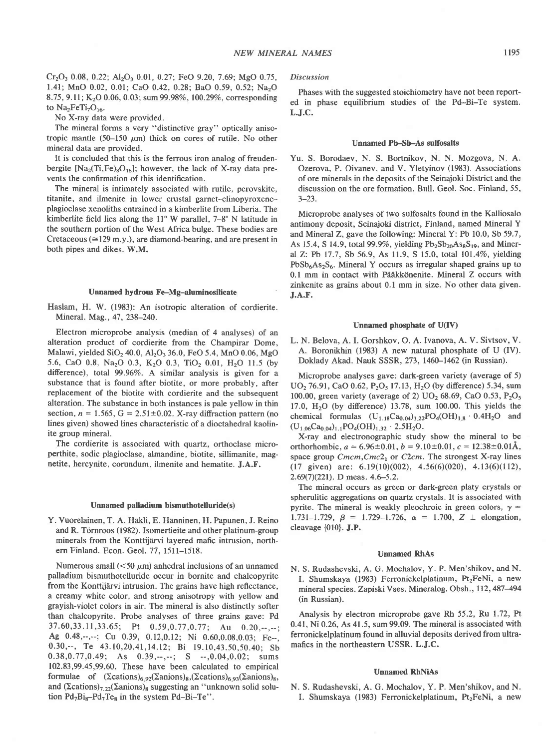$Cr_2O_3$ 0.08, 0.22; $Al_2O_3$ 0.01, 0.27; FeO 9.20, 7.69; MgO 0.75, 1.41; MnO 0.02, 0.01; CaO 0.42, 0.28; BaO 0.59, 0.52; $Na_2O$ 8.75, 9.11; $K_2O$ 0.06, 0.03; sum 99.98%, 100.29%, corresponding to $Na_2FeTi_7O_{16}$.

No X-ray data were provided.

The mineral forms a very "distinctive gray" optically anisotropic mantle (50–150 μm) thick on cores of rutile. No other mineral data are provided.

It is concluded that this is the ferrous iron analog of freudenbergite [$Na_2(Ti,Fe)_8O_{16}$]; however, the lack of X-ray data prevents the confirmation of this identification.

The mineral is intimately associated with rutile, perovskite, titanite, and ilmenite in lower crustal garnet-clinopyroxene-plagioclase xenoliths entrained in a kimberlite from Liberia. The kimberlite field lies along the 11° W parallel, 7–8° N latitude in the southern portion of the West Africa bulge. These bodies are Cretaceous (≅129 m.y.), are diamond-bearing, and are present in both pipes and dikes. **W.M.**

### Unnamed hydrous Fe–Mg–aluminosilicate

Haslam, H. W. (1983): An isotropic alteration of cordierite. Mineral. Mag., 47, 238–240.

Electron microprobe analysis (median of 4 analyses) of an alteration product of cordierite from the Champirar Dome, Malawi, yielded $SiO_2$ 40.0, $Al_2O_3$ 36.0, FeO 5.4, MnO 0.06, MgO 5.6, CaO 0.8, $Na_2O$ 0.3, $K_2O$ 0.3, $TiO_2$ 0.01, $H_2O$ 11.5 (by difference), total 99.96%. A similar analysis is given for a substance that is found after biotite, or more probably, after replacement of the biotite with cordierite and the subsequent alteration. The substance in both instances is pale yellow in thin section, $n$ = 1.565, G = 2.51±0.02. X-ray diffraction pattern (no lines given) showed lines characteristic of a dioctahedral kaolinite group mineral.

The cordierite is associated with quartz, orthoclase microperthite, sodic plagioclase, almandine, biotite, sillimanite, magnetite, hercynite, corundum, ilmenite and hematite. **J.A.F.**

### Unnamed palladium bismuthotelluride(s)

Y. Vuorelainen, T. A. Häkli, E. Hänninen, H. Papunen, J. Reino and R. Törnroos (1982). Isomertieite and other platinum-group minerals from the Konttijärvi layered mafic intrusion, northern Finland. Econ. Geol. 77, 1511–1518.

Numerous small (<50 μm) anhedral inclusions of an unnamed palladium bismuthotelluride occur in bornite and chalcopyrite from the Konttijärvi intrusion. The grains have high reflectance, a creamy white color, and strong anisotropy with yellow and grayish-violet colors in air. The mineral is also distinctly softer than chalcopyrite. Probe analyses of three grains gave: Pd 37.60,33.11,33.65; Pt 0.59,0.77,0.77; Au 0.20,--,--; Ag 0.48,--,--; Cu 0.39, 0.12,0.12; Ni 0.60,0.08,0.03; Fe--, 0.30,--, Te 43.10,20.41,14.12; Bi 19.10,43.50,50.40; Sb 0.38,0.77,0.49; As 0.39,--,--; S --,0.04,0.02; sums 102.83,99.45,99.60. These have been calculated to empirical formulae of $(\Sigma cations)_{6.92}(\Sigma anions)_8$,$(\Sigma cations)_{6.93}(\Sigma anions)_8$, and $(\Sigma cations)_{7.22}(\Sigma anions)_8$ suggesting an "unknown solid solution $Pd_7Bi_8$–$Pd_7Te_8$ in the system Pd–Bi–Te".

*Discussion*

Phases with the suggested stoichiometry have not been reported in phase equilibrium studies of the Pd–Bi–Te system. **L.J.C.**

### Unnamed Pb–Sb–As sulfosalts

Yu. S. Borodaev, N. S. Bortnikov, N. N. Mozgova, N. A. Ozerova, P. Oivanev, and V. Yletyinov (1983). Associations of ore minerals in the deposits of the Seinajoki District and the discussion on the ore formation. Bull. Geol. Soc. Finland, 55, 3–23.

Microprobe analyses of two sulfosalts found in the Kalliosalo antimony deposit, Seinajoki district, Finland, named Mineral Y and Mineral Z, gave the following: Mineral Y: Pb 10.0, Sb 59.7, As 15.4, S 14.9, total 99.9%, yielding $Pb_2Sb_{20}As_8S_{19}$, and Mineral Z: Pb 17.7, Sb 56.9, As 11.9, S 15.0, total 101.4%, yielding $PbSb_6As_2S_6$. Mineral Y occurs as irregular shaped grains up to 0.1 mm in contact with Pääkkönenite. Mineral Z occurs with zinkenite as grains about 0.1 mm in size. No other data given. **J.A.F.**

### Unnamed phosphate of U(IV)

L. N. Belova, A. I. Gorshkov, O. A. Ivanova, A. V. Sivtsov, V. A. Boronikhin (1983) A new natural phosphate of U (IV). Doklady Akad. Nauk SSSR, 273, 1460–1462 (in Russian).

Microprobe analyses gave: dark-green variety (average of 5) $UO_2$ 76.91, CaO 0.62, $P_2O_5$ 17.13, $H_2O$ (by difference) 5.34, sum 100.00, green variety (average of 2) $UO_2$ 68.69, CaO 0.53, $P_2O_5$ 17.0, $H_2O$ (by difference) 13.78, sum 100.00. This yields the chemical formulas $(U_{1.18}Ca_{0.04})_{1.22}PO_4(OH)_{1.8}\cdot 0.4H_2O$ and $(U_{1.06}Ca_{0.04})_{1.1}PO_4(OH)_{1.32}\cdot 2.5H_2O$.

X-ray and electronographic study show the mineral to be orthorhombic, $a$ = 6.96±0.01, $b$ = 9.10±0.01, $c$ = 12.38±0.01Å, space group $Cmcm$,$Cmc2_1$ or $C2cm$. The strongest X-ray lines (17 given) are: 6.19(10)(002), 4.56(6)(020), 4.13(6)(112), 2.69(7)(221). D meas. 4.6–5.2.

The mineral occurs as green or dark-green platy crystals or spherulitic aggregations on quartz crystals. It is associated with pyrite. The mineral is weakly pleochroic in green colors, $\gamma$ = 1.731–1.729, $\beta$ = 1.729–1.726, $\alpha$ = 1.700, Z ⊥ elongation, cleavage {010}. **J.P.**

### Unnamed RhAs

N. S. Rudashevski, A. G. Mochalov, Y. P. Men'shikov, and N. I. Shumskaya (1983) Ferronickelplatinum, $Pt_2FeNi$, a new mineral species. Zapiski Vses. Mineralog. Obsh., 112, 487–494 (in Russian).

Analysis by electron microprobe gave Rh 55.2, Ru 1.72, Pt 0.41, Ni 0.26, As 41.5, sum 99.09. The mineral is associated with ferronickelplatinum found in alluvial deposits derived from ultramafics in the northeastern USSR. **L.J.C.**

### Unnamed RhNiAs

N. S. Rudashevski, A. G. Mochalov, Y. P. Men'shikov, and N. I. Shumskaya (1983) Ferronickelplatinum, $Pt_2FeNi$, a new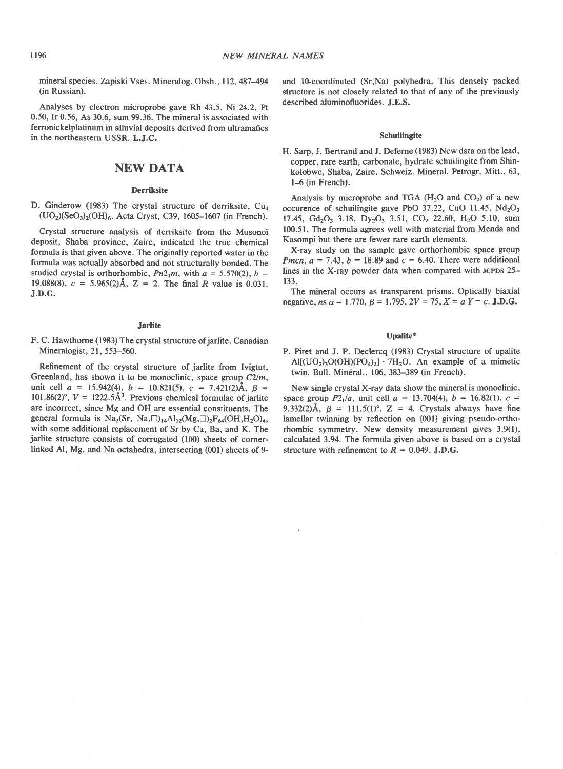mineral species. Zapiski Vses. Mineralog. Obsh., 112, 487–494 (in Russian).

Analyses by electron microprobe gave Rh 43.5, Ni 24.2, Pt 0.50, Ir 0.56, As 30.6, sum 99.36. The mineral is associated with ferronickelplatinum in alluvial deposits derived from ultramafics in the northeastern USSR. **L.J.C.**

## NEW DATA

### Derriksite

D. Ginderow (1983) The crystal structure of derriksite, $Cu_4(UO_2)(SeO_3)_2(OH)_6$. Acta Cryst, C39, 1605–1607 (in French).

Crystal structure analysis of derriksite from the Musonoï deposit, Shaba province, Zaire, indicated the true chemical formula is that given above. The originally reported water in the formula was actually absorbed and not structurally bonded. The studied crystal is orthorhombic, $Pn2_1m$, with $a$ = 5.570(2), $b$ = 19.088(8), $c$ = 5.965(2)Å, Z = 2. The final $R$ value is 0.031. **J.D.G.**

### Jarlite

F. C. Hawthorne (1983) The crystal structure of jarlite. Canadian Mineralogist, 21, 553–560.

Refinement of the crystal structure of jarlite from Ivigtut, Greenland, has shown it to be monoclinic, space group $C2/m$, unit cell $a$ = 15.942(4), $b$ = 10.821(5), $c$ = 7.421(2)Å, $\beta$ = 101.86(2)°, $V$ = 1222.5Å$^3$. Previous chemical formulae of jarlite are incorrect, since Mg and OH are essential constituents. The general formula is $Na_2(Sr, Na,\square)_{14}Al_{12}(Mg,\square)_2F_{64}(OH,H_2O)_4$, with some additional replacement of Sr by Ca, Ba, and K. The jarlite structure consists of corrugated (100) sheets of corner-linked Al, Mg, and Na octahedra, intersecting (001) sheets of 9- and 10-coordinated (Sr,Na) polyhedra. This densely packed structure is not closely related to that of any of the previously described aluminofluorides. **J.E.S.**

### Schuilingite

H. Sarp, J. Bertrand and J. Deferne (1983) New data on the lead, copper, rare earth, carbonate, hydrate schuilingite from Shinkolobwe, Shaba, Zaire. Schweiz. Mineral. Petrogr. Mitt., 63, 1–6 (in French).

Analysis by microprobe and TGA ($H_2O$ and $CO_2$) of a new occurence of schuilingite gave PbO 37.22, CuO 11.45, $Nd_2O_3$ 17.45, $Gd_2O_3$ 3.18, $Dy_2O_3$ 3.51, $CO_2$ 22.60, $H_2O$ 5.10, sum 100.51. The formula agrees well with material from Menda and Kasompi but there are fewer rare earth elements.

X-ray study on the sample gave orthorhombic space group $Pmcn$, $a$ = 7.43, $b$ = 18.89 and $c$ = 6.40. There were additional lines in the X-ray powder data when compared with JCPDS 25-133.

The mineral occurs as transparent prisms. Optically biaxial negative, ns $\alpha$ = 1.770, $\beta$ = 1.795, 2V = 75, X = $a$ Y = $c$. **J.D.G.**

### Upalite*

P. Piret and J. P. Declercq (1983) Crystal structure of upalite $Al[(UO_2)_3O(OH)(PO_4)_2] \cdot 7H_2O$. An example of a mimetic twin. Bull. Minéral., 106, 383–389 (in French).

New single crystal X-ray data show the mineral is monoclinic, space group $P2_1/a$, unit cell $a$ = 13.704(4), $b$ = 16.82(1), $c$ = 9.332(2)Å, $\beta$ = 111.5(1)°, Z = 4. Crystals always have fine lamellar twinning by reflection on {001} giving pseudo-orthorhombic symmetry. New density measurement gives 3.9(1), calculated 3.94. The formula given above is based on a crystal structure with refinement to $R$ = 0.049. **J.D.G.**